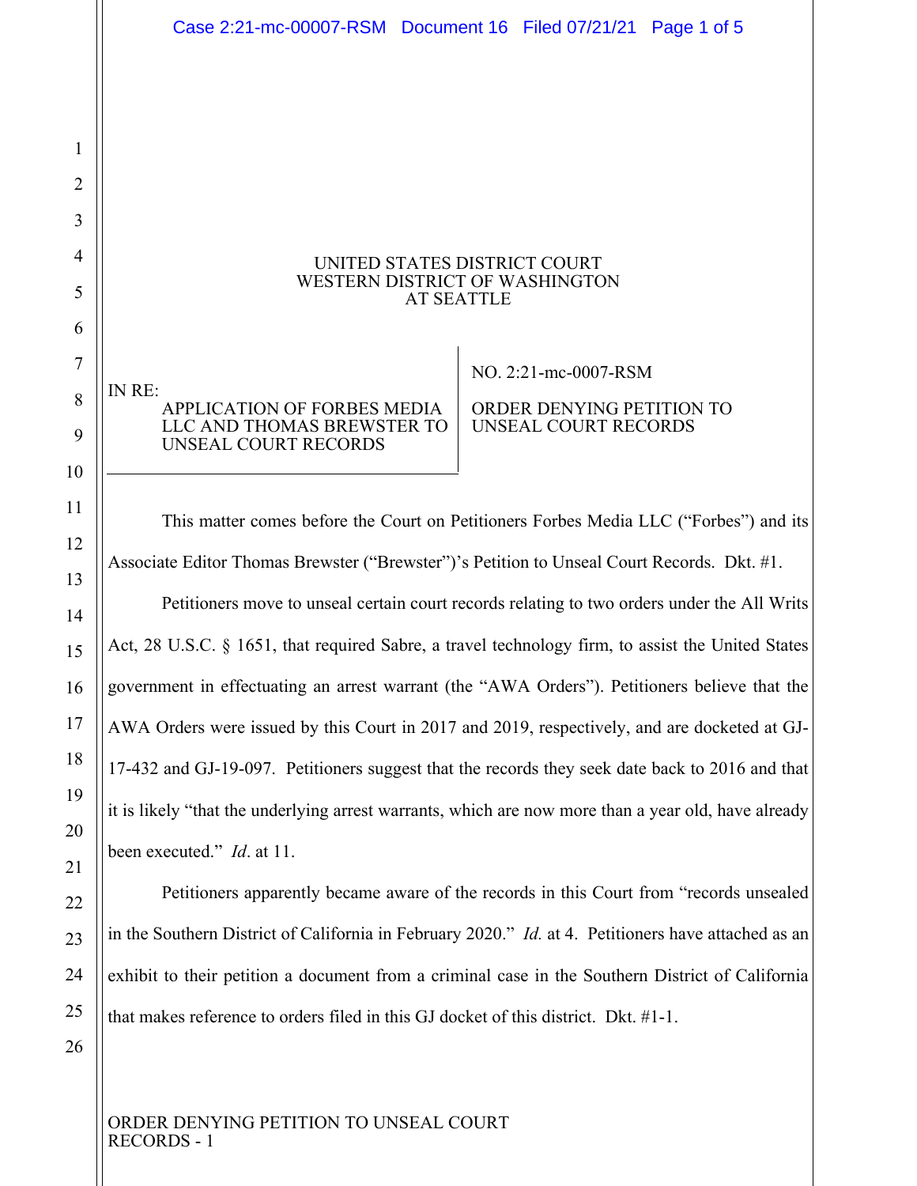UNITED STATES DISTRICT COURT
WESTERN DISTRICT OF WASHINGTON
AT SEATTLE

IN RE:
APPLICATION OF FORBES MEDIA LLC AND THOMAS BREWSTER TO UNSEAL COURT RECORDS

NO. 2:21-mc-0007-RSM

ORDER DENYING PETITION TO UNSEAL COURT RECORDS

This matter comes before the Court on Petitioners Forbes Media LLC ("Forbes") and its Associate Editor Thomas Brewster ("Brewster")'s Petition to Unseal Court Records. Dkt. #1.

Petitioners move to unseal certain court records relating to two orders under the All Writs Act, 28 U.S.C. § 1651, that required Sabre, a travel technology firm, to assist the United States government in effectuating an arrest warrant (the "AWA Orders"). Petitioners believe that the AWA Orders were issued by this Court in 2017 and 2019, respectively, and are docketed at GJ-17-432 and GJ-19-097. Petitioners suggest that the records they seek date back to 2016 and that it is likely "that the underlying arrest warrants, which are now more than a year old, have already been executed." *Id*. at 11.

Petitioners apparently became aware of the records in this Court from "records unsealed in the Southern District of California in February 2020." *Id.* at 4. Petitioners have attached as an exhibit to their petition a document from a criminal case in the Southern District of California that makes reference to orders filed in this GJ docket of this district. Dkt. #1-1.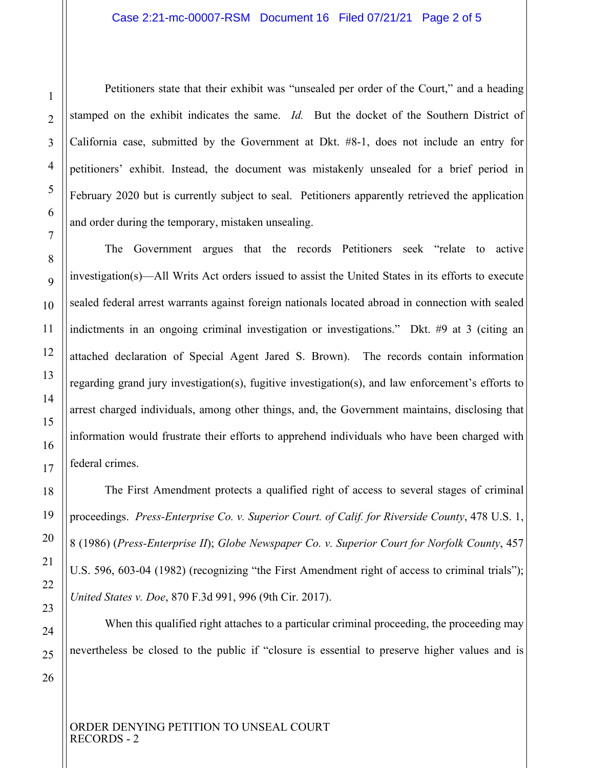Petitioners state that their exhibit was "unsealed per order of the Court," and a heading stamped on the exhibit indicates the same. *Id.* But the docket of the Southern District of California case, submitted by the Government at Dkt. #8-1, does not include an entry for petitioners' exhibit. Instead, the document was mistakenly unsealed for a brief period in February 2020 but is currently subject to seal. Petitioners apparently retrieved the application and order during the temporary, mistaken unsealing.

The Government argues that the records Petitioners seek "relate to active investigation(s)—All Writs Act orders issued to assist the United States in its efforts to execute sealed federal arrest warrants against foreign nationals located abroad in connection with sealed indictments in an ongoing criminal investigation or investigations." Dkt. #9 at 3 (citing an attached declaration of Special Agent Jared S. Brown). The records contain information regarding grand jury investigation(s), fugitive investigation(s), and law enforcement's efforts to arrest charged individuals, among other things, and, the Government maintains, disclosing that information would frustrate their efforts to apprehend individuals who have been charged with federal crimes.

The First Amendment protects a qualified right of access to several stages of criminal proceedings. *Press-Enterprise Co. v. Superior Court. of Calif. for Riverside County*, 478 U.S. 1, 8 (1986) (*Press-Enterprise II*); *Globe Newspaper Co. v. Superior Court for Norfolk County*, 457 U.S. 596, 603-04 (1982) (recognizing "the First Amendment right of access to criminal trials"); *United States v. Doe*, 870 F.3d 991, 996 (9th Cir. 2017).

When this qualified right attaches to a particular criminal proceeding, the proceeding may nevertheless be closed to the public if "closure is essential to preserve higher values and is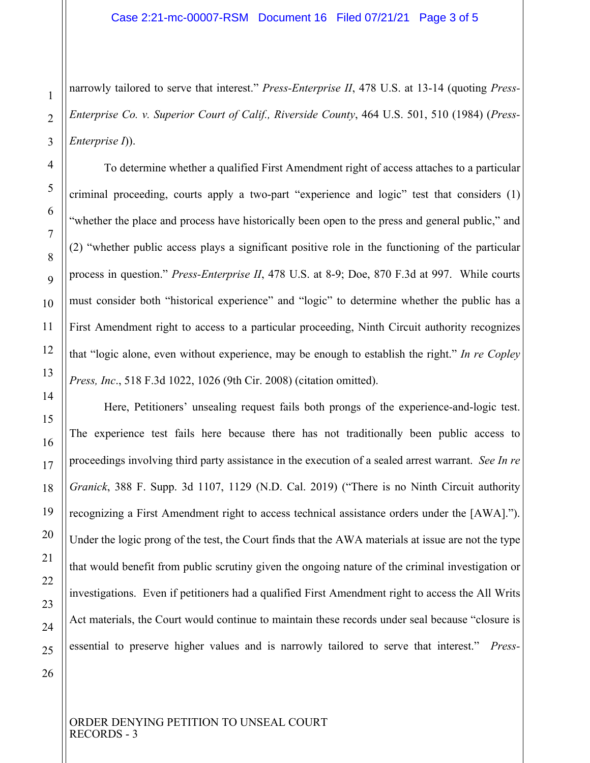narrowly tailored to serve that interest." *Press-Enterprise II*, 478 U.S. at 13-14 (quoting *Press-Enterprise Co. v. Superior Court of Calif., Riverside County*, 464 U.S. 501, 510 (1984) (*Press-Enterprise I*)).

To determine whether a qualified First Amendment right of access attaches to a particular criminal proceeding, courts apply a two-part "experience and logic" test that considers (1) "whether the place and process have historically been open to the press and general public," and (2) "whether public access plays a significant positive role in the functioning of the particular process in question." *Press-Enterprise II*, 478 U.S. at 8-9; Doe, 870 F.3d at 997. While courts must consider both "historical experience" and "logic" to determine whether the public has a First Amendment right to access to a particular proceeding, Ninth Circuit authority recognizes that "logic alone, even without experience, may be enough to establish the right." *In re Copley Press, Inc*., 518 F.3d 1022, 1026 (9th Cir. 2008) (citation omitted).

Here, Petitioners' unsealing request fails both prongs of the experience-and-logic test. The experience test fails here because there has not traditionally been public access to proceedings involving third party assistance in the execution of a sealed arrest warrant. *See In re Granick*, 388 F. Supp. 3d 1107, 1129 (N.D. Cal. 2019) ("There is no Ninth Circuit authority recognizing a First Amendment right to access technical assistance orders under the [AWA]."). Under the logic prong of the test, the Court finds that the AWA materials at issue are not the type that would benefit from public scrutiny given the ongoing nature of the criminal investigation or investigations. Even if petitioners had a qualified First Amendment right to access the All Writs Act materials, the Court would continue to maintain these records under seal because "closure is essential to preserve higher values and is narrowly tailored to serve that interest." *Press-*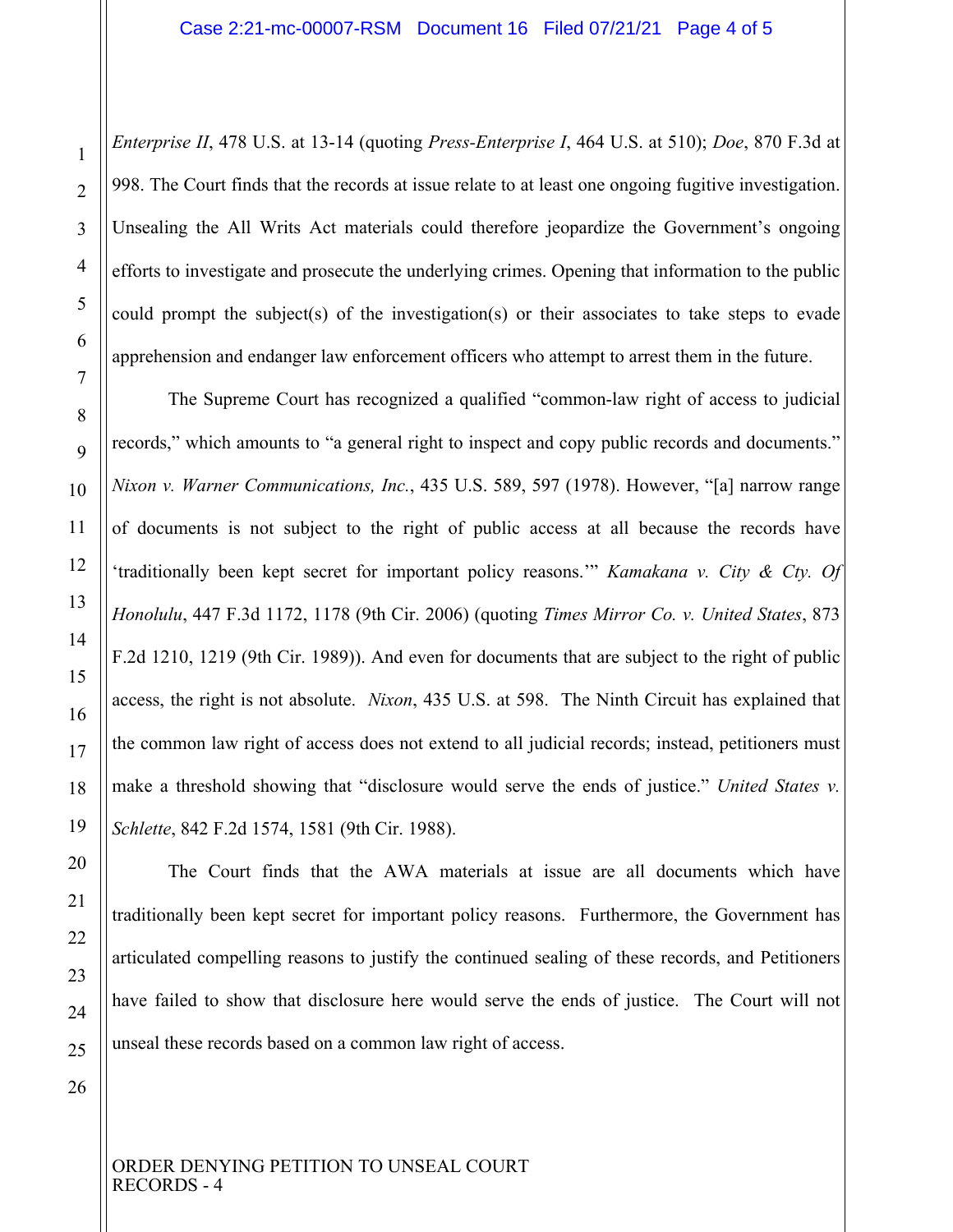*Enterprise II*, 478 U.S. at 13-14 (quoting *Press-Enterprise I*, 464 U.S. at 510); *Doe*, 870 F.3d at 998. The Court finds that the records at issue relate to at least one ongoing fugitive investigation. Unsealing the All Writs Act materials could therefore jeopardize the Government's ongoing efforts to investigate and prosecute the underlying crimes. Opening that information to the public could prompt the subject(s) of the investigation(s) or their associates to take steps to evade apprehension and endanger law enforcement officers who attempt to arrest them in the future.

The Supreme Court has recognized a qualified "common-law right of access to judicial records," which amounts to "a general right to inspect and copy public records and documents." *Nixon v. Warner Communications, Inc.*, 435 U.S. 589, 597 (1978). However, "[a] narrow range of documents is not subject to the right of public access at all because the records have 'traditionally been kept secret for important policy reasons.'" *Kamakana v. City & Cty. Of Honolulu*, 447 F.3d 1172, 1178 (9th Cir. 2006) (quoting *Times Mirror Co. v. United States*, 873 F.2d 1210, 1219 (9th Cir. 1989)). And even for documents that are subject to the right of public access, the right is not absolute. *Nixon*, 435 U.S. at 598. The Ninth Circuit has explained that the common law right of access does not extend to all judicial records; instead, petitioners must make a threshold showing that "disclosure would serve the ends of justice." *United States v. Schlette*, 842 F.2d 1574, 1581 (9th Cir. 1988).

The Court finds that the AWA materials at issue are all documents which have traditionally been kept secret for important policy reasons. Furthermore, the Government has articulated compelling reasons to justify the continued sealing of these records, and Petitioners have failed to show that disclosure here would serve the ends of justice. The Court will not unseal these records based on a common law right of access.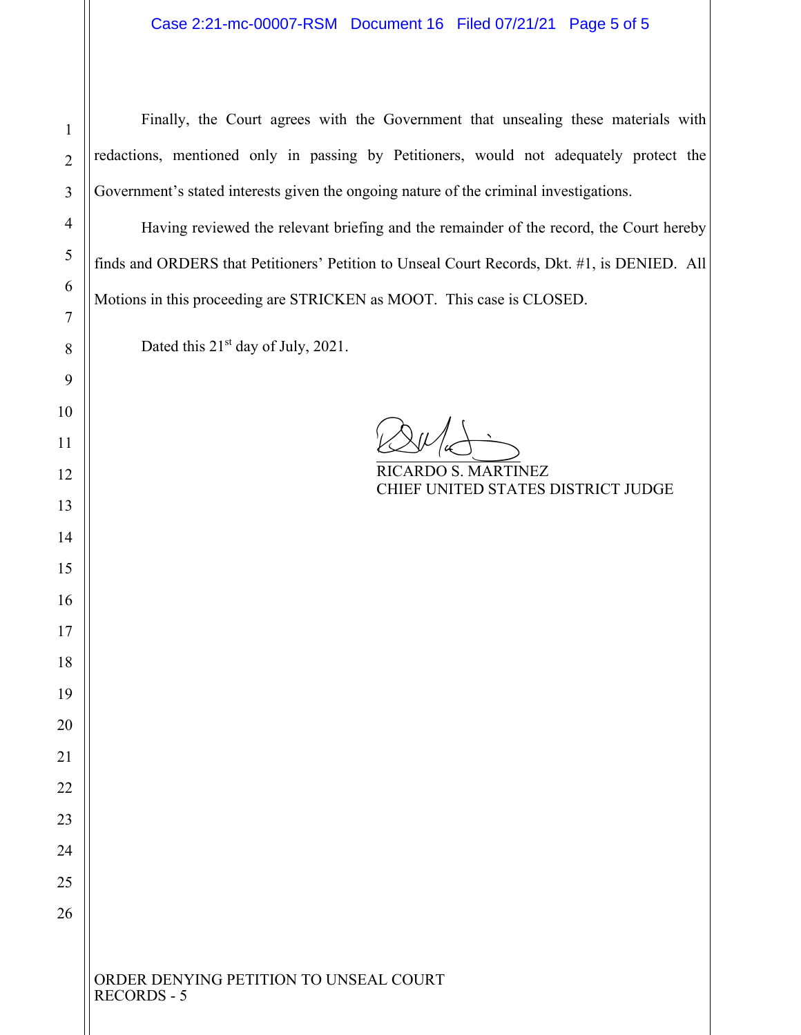Finally, the Court agrees with the Government that unsealing these materials with redactions, mentioned only in passing by Petitioners, would not adequately protect the Government's stated interests given the ongoing nature of the criminal investigations.

Having reviewed the relevant briefing and the remainder of the record, the Court hereby finds and ORDERS that Petitioners' Petition to Unseal Court Records, Dkt. #1, is DENIED. All Motions in this proceeding are STRICKEN as MOOT. This case is CLOSED.

Dated this 21st day of July, 2021.

RICARDO S. MARTINEZ
CHIEF UNITED STATES DISTRICT JUDGE

ORDER DENYING PETITION TO UNSEAL COURT RECORDS - 5